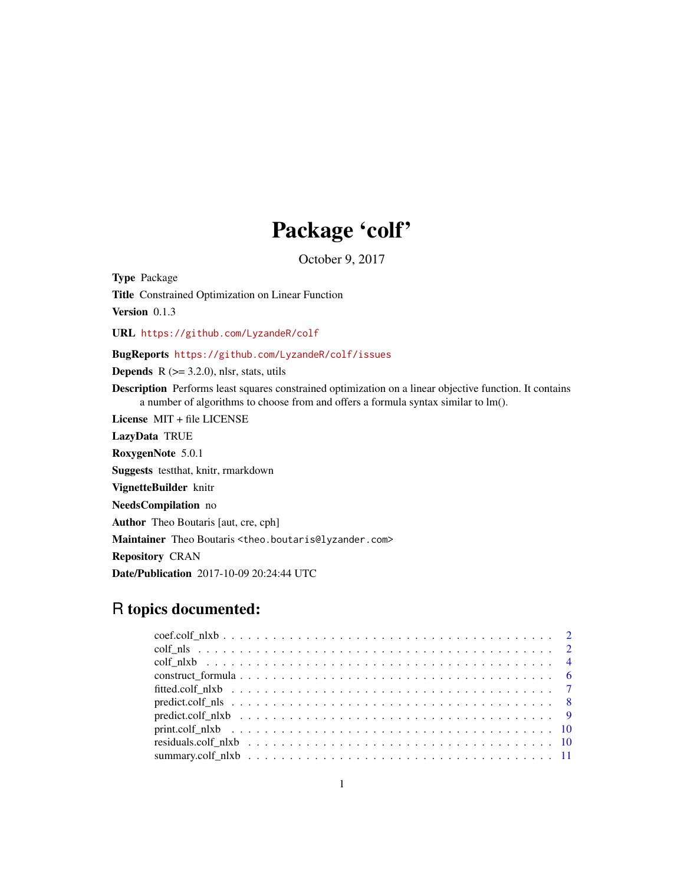# Package 'colf'

October 9, 2017

**Type** Package

**Title** Constrained Optimization on Linear Function

**Version** 0.1.3

**URL** https://github.com/LyzandeR/colf

**BugReports** https://github.com/LyzandeR/colf/issues

**Depends** R (>= 3.2.0), nlsr, stats, utils

**Description** Performs least squares constrained optimization on a linear objective function. It contains a number of algorithms to choose from and offers a formula syntax similar to lm().

**License** MIT + file LICENSE

**LazyData** TRUE

**RoxygenNote** 5.0.1

**Suggests** testthat, knitr, rmarkdown

**VignetteBuilder** knitr

**NeedsCompilation** no

**Author** Theo Boutaris [aut, cre, cph]

**Maintainer** Theo Boutaris <theo.boutaris@lyzander.com>

**Repository** CRAN

**Date/Publication** 2017-10-09 20:24:44 UTC

## R topics documented:

- coef.colf_nlxb . . . . . . . . . . . . . . . . . . . . . . . . . . . . . . . . . . . . . . . . 2
- colf_nls . . . . . . . . . . . . . . . . . . . . . . . . . . . . . . . . . . . . . . . . . . . . 2
- colf_nlxb . . . . . . . . . . . . . . . . . . . . . . . . . . . . . . . . . . . . . . . . . . . 4
- construct_formula . . . . . . . . . . . . . . . . . . . . . . . . . . . . . . . . . . . . . . 6
- fitted.colf_nlxb . . . . . . . . . . . . . . . . . . . . . . . . . . . . . . . . . . . . . . . 7
- predict.colf_nls . . . . . . . . . . . . . . . . . . . . . . . . . . . . . . . . . . . . . . . 8
- predict.colf_nlxb . . . . . . . . . . . . . . . . . . . . . . . . . . . . . . . . . . . . . . 9
- print.colf_nlxb . . . . . . . . . . . . . . . . . . . . . . . . . . . . . . . . . . . . . . . 10
- residuals.colf_nlxb . . . . . . . . . . . . . . . . . . . . . . . . . . . . . . . . . . . . . 10
- summary.colf_nlxb . . . . . . . . . . . . . . . . . . . . . . . . . . . . . . . . . . . . . 11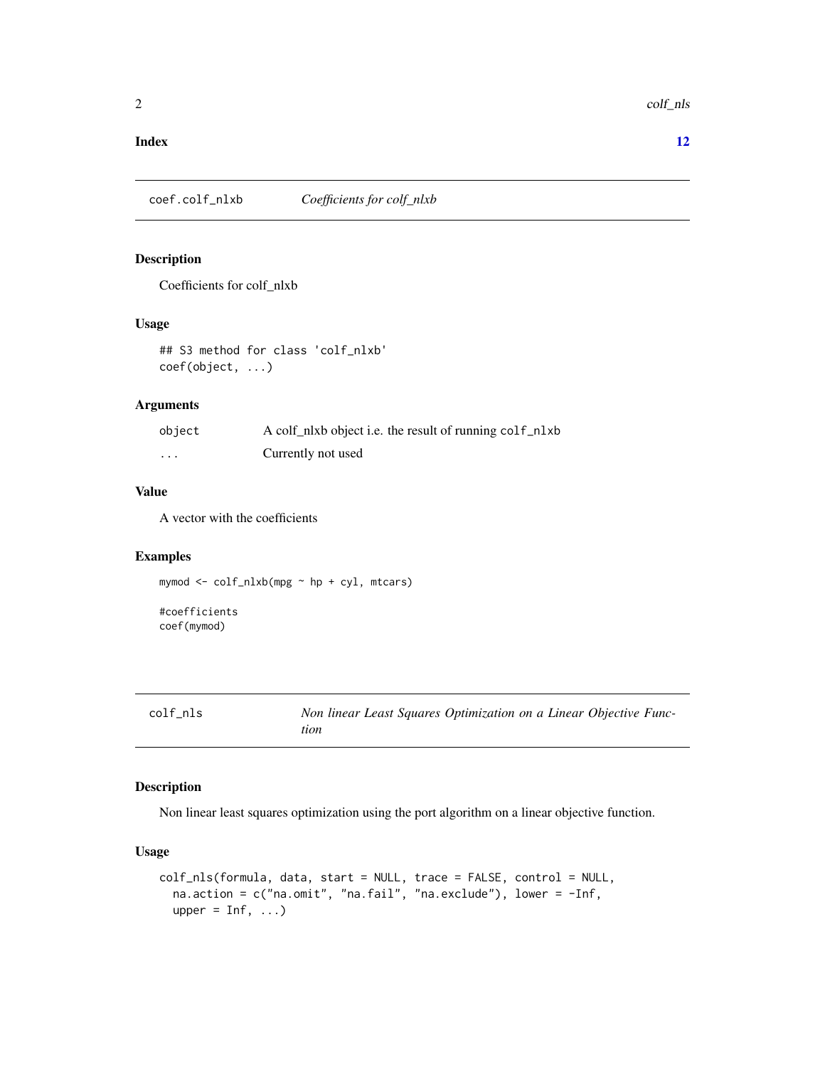**Index** **12**

## coef.colf_nlxb    *Coefficients for colf_nlxb*

### Description

Coefficients for colf_nlxb

### Usage

```
## S3 method for class 'colf_nlxb'
coef(object, ...)
```

### Arguments

| | |
|---|---|
| `object` | A colf_nlxb object i.e. the result of running `colf_nlxb` |
| `...` | Currently not used |

### Value

A vector with the coefficients

### Examples

```
mymod <- colf_nlxb(mpg ~ hp + cyl, mtcars)

#coefficients
coef(mymod)
```

## colf_nls    *Non linear Least Squares Optimization on a Linear Objective Function*

### Description

Non linear least squares optimization using the port algorithm on a linear objective function.

### Usage

```
colf_nls(formula, data, start = NULL, trace = FALSE, control = NULL,
  na.action = c("na.omit", "na.fail", "na.exclude"), lower = -Inf,
  upper = Inf, ...)
```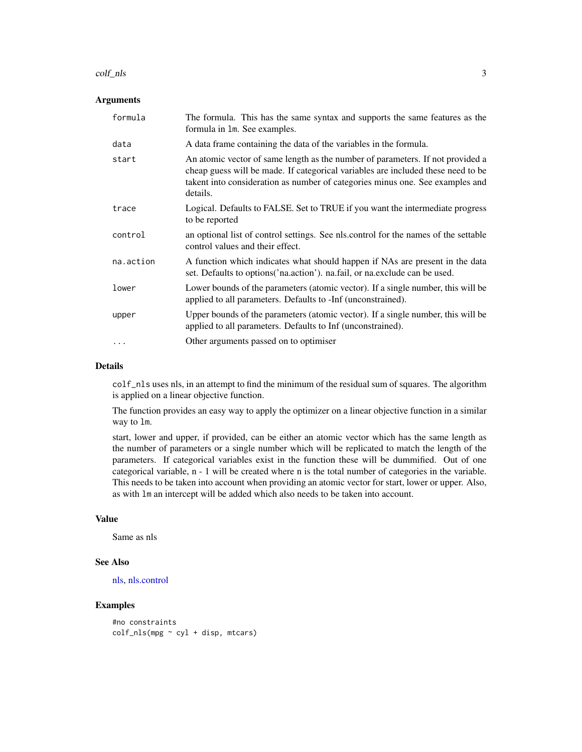### Arguments

| | |
|---|---|
| `formula` | The formula. This has the same syntax and supports the same features as the formula in `lm`. See examples. |
| `data` | A data frame containing the data of the variables in the formula. |
| `start` | An atomic vector of same length as the number of parameters. If not provided a cheap guess will be made. If categorical variables are included these need to be takent into consideration as number of categories minus one. See examples and details. |
| `trace` | Logical. Defaults to FALSE. Set to TRUE if you want the intermediate progress to be reported |
| `control` | an optional list of control settings. See nls.control for the names of the settable control values and their effect. |
| `na.action` | A function which indicates what should happen if NAs are present in the data set. Defaults to options('na.action'). na.fail, or na.exclude can be used. |
| `lower` | Lower bounds of the parameters (atomic vector). If a single number, this will be applied to all parameters. Defaults to -Inf (unconstrained). |
| `upper` | Upper bounds of the parameters (atomic vector). If a single number, this will be applied to all parameters. Defaults to Inf (unconstrained). |
| `...` | Other arguments passed on to optimiser |

### Details

`colf_nls` uses nls, in an attempt to find the minimum of the residual sum of squares. The algorithm is applied on a linear objective function.

The function provides an easy way to apply the optimizer on a linear objective function in a similar way to `lm`.

start, lower and upper, if provided, can be either an atomic vector which has the same length as the number of parameters or a single number which will be replicated to match the length of the parameters. If categorical variables exist in the function these will be dummified. Out of one categorical variable, n - 1 will be created where n is the total number of categories in the variable. This needs to be taken into account when providing an atomic vector for start, lower or upper. Also, as with `lm` an intercept will be added which also needs to be taken into account.

### Value

Same as nls

### See Also

nls, nls.control

### Examples

```
#no constraints
colf_nls(mpg ~ cyl + disp, mtcars)
```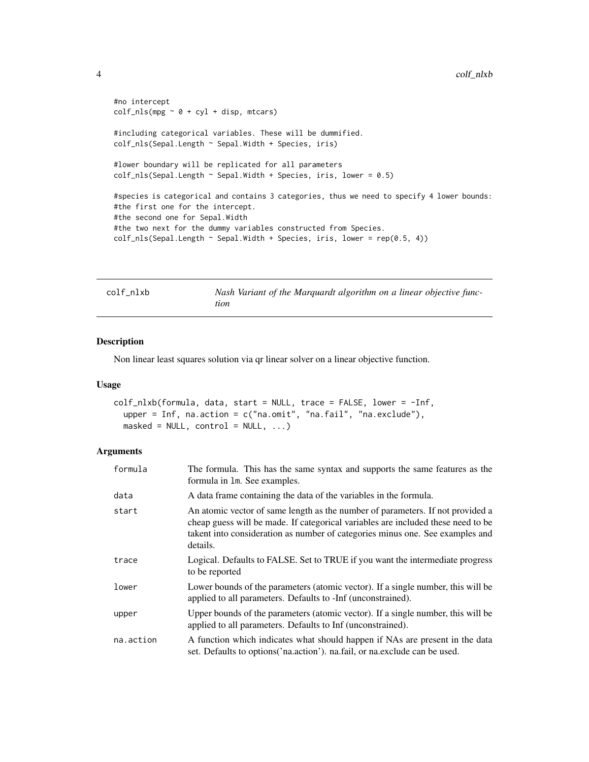```
#no intercept
colf_nls(mpg ~ 0 + cyl + disp, mtcars)

#including categorical variables. These will be dummified.
colf_nls(Sepal.Length ~ Sepal.Width + Species, iris)

#lower boundary will be replicated for all parameters
colf_nls(Sepal.Length ~ Sepal.Width + Species, iris, lower = 0.5)

#species is categorical and contains 3 categories, thus we need to specify 4 lower bounds:
#the first one for the intercept.
#the second one for Sepal.Width
#the two next for the dummy variables constructed from Species.
colf_nls(Sepal.Length ~ Sepal.Width + Species, iris, lower = rep(0.5, 4))
```

## colf_nlxb — *Nash Variant of the Marquardt algorithm on a linear objective function*

### Description

Non linear least squares solution via qr linear solver on a linear objective function.

### Usage

```
colf_nlxb(formula, data, start = NULL, trace = FALSE, lower = -Inf,
  upper = Inf, na.action = c("na.omit", "na.fail", "na.exclude"),
  masked = NULL, control = NULL, ...)
```

### Arguments

| | |
|---|---|
| formula | The formula. This has the same syntax and supports the same features as the formula in lm. See examples. |
| data | A data frame containing the data of the variables in the formula. |
| start | An atomic vector of same length as the number of parameters. If not provided a cheap guess will be made. If categorical variables are included these need to be takent into consideration as number of categories minus one. See examples and details. |
| trace | Logical. Defaults to FALSE. Set to TRUE if you want the intermediate progress to be reported |
| lower | Lower bounds of the parameters (atomic vector). If a single number, this will be applied to all parameters. Defaults to -Inf (unconstrained). |
| upper | Upper bounds of the parameters (atomic vector). If a single number, this will be applied to all parameters. Defaults to Inf (unconstrained). |
| na.action | A function which indicates what should happen if NAs are present in the data set. Defaults to options('na.action'). na.fail, or na.exclude can be used. |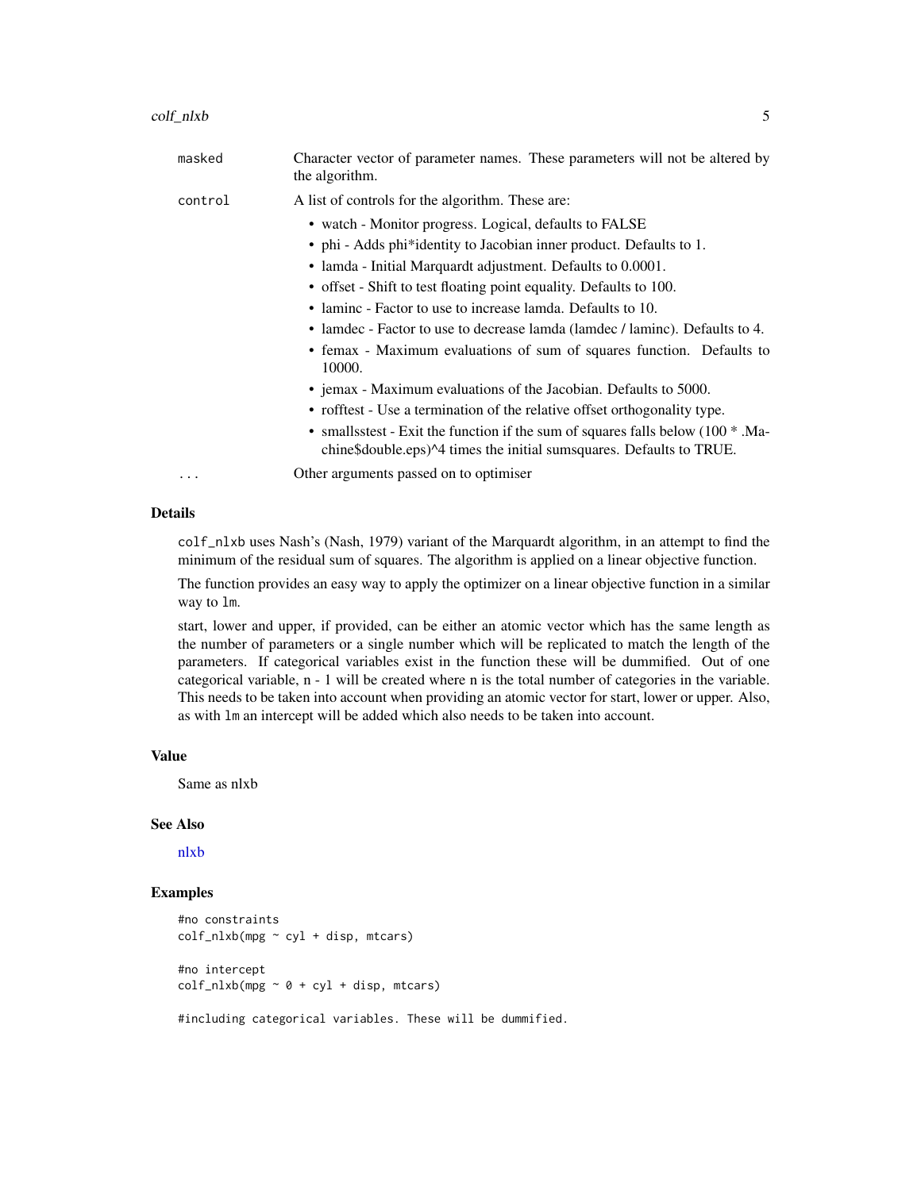| | |
|---|---|
| `masked` | Character vector of parameter names. These parameters will not be altered by the algorithm. |
| `control` | A list of controls for the algorithm. These are: <br>• watch - Monitor progress. Logical, defaults to FALSE <br>• phi - Adds phi*identity to Jacobian inner product. Defaults to 1. <br>• lamda - Initial Marquardt adjustment. Defaults to 0.0001. <br>• offset - Shift to test floating point equality. Defaults to 100. <br>• laminc - Factor to use to increase lamda. Defaults to 10. <br>• lamdec - Factor to use to decrease lamda (lamdec / laminc). Defaults to 4. <br>• femax - Maximum evaluations of sum of squares function. Defaults to 10000. <br>• jemax - Maximum evaluations of the Jacobian. Defaults to 5000. <br>• rofftest - Use a termination of the relative offset orthogonality type. <br>• smallsstest - Exit the function if the sum of squares falls below (100 * .Machine$double.eps)^4 times the initial sumsquares. Defaults to TRUE. |
| `...` | Other arguments passed on to optimiser |

## Details

`colf_nlxb` uses Nash's (Nash, 1979) variant of the Marquardt algorithm, in an attempt to find the minimum of the residual sum of squares. The algorithm is applied on a linear objective function.

The function provides an easy way to apply the optimizer on a linear objective function in a similar way to `lm`.

start, lower and upper, if provided, can be either an atomic vector which has the same length as the number of parameters or a single number which will be replicated to match the length of the parameters. If categorical variables exist in the function these will be dummified. Out of one categorical variable, n - 1 will be created where n is the total number of categories in the variable. This needs to be taken into account when providing an atomic vector for start, lower or upper. Also, as with `lm` an intercept will be added which also needs to be taken into account.

## Value

Same as nlxb

## See Also

nlxb

## Examples

```
#no constraints
colf_nlxb(mpg ~ cyl + disp, mtcars)

#no intercept
colf_nlxb(mpg ~ 0 + cyl + disp, mtcars)

#including categorical variables. These will be dummified.
```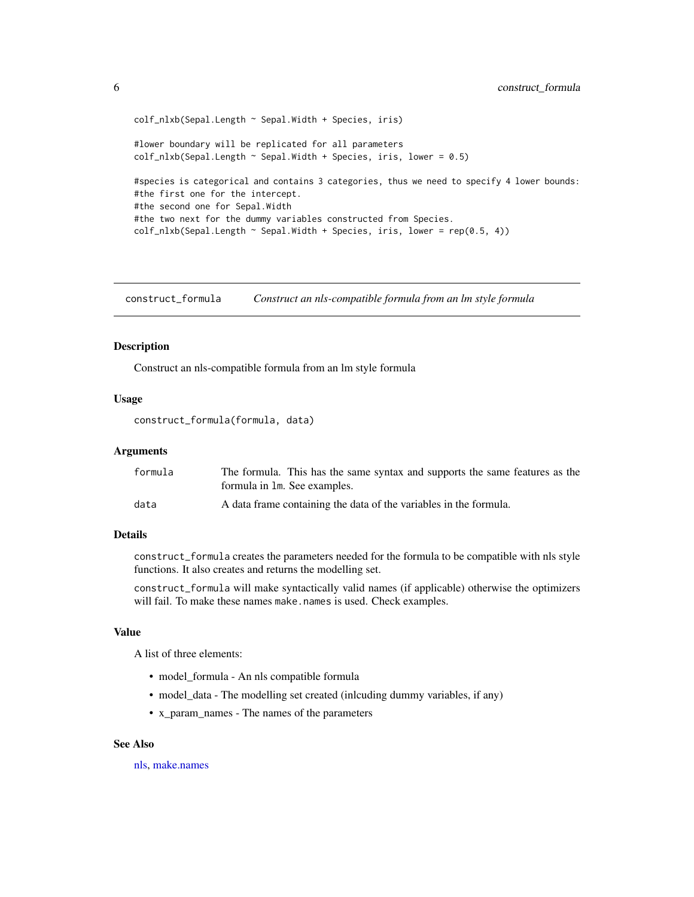```
colf_nlxb(Sepal.Length ~ Sepal.Width + Species, iris)

#lower boundary will be replicated for all parameters
colf_nlxb(Sepal.Length ~ Sepal.Width + Species, iris, lower = 0.5)

#species is categorical and contains 3 categories, thus we need to specify 4 lower bounds:
#the first one for the intercept.
#the second one for Sepal.Width
#the two next for the dummy variables constructed from Species.
colf_nlxb(Sepal.Length ~ Sepal.Width + Species, iris, lower = rep(0.5, 4))
```

## construct_formula — *Construct an nls-compatible formula from an lm style formula*

### Description

Construct an nls-compatible formula from an lm style formula

### Usage

```
construct_formula(formula, data)
```

### Arguments

| | |
|---|---|
| `formula` | The formula. This has the same syntax and supports the same features as the formula in `lm`. See examples. |
| `data` | A data frame containing the data of the variables in the formula. |

### Details

`construct_formula` creates the parameters needed for the formula to be compatible with nls style functions. It also creates and returns the modelling set.

`construct_formula` will make syntactically valid names (if applicable) otherwise the optimizers will fail. To make these names `make.names` is used. Check examples.

### Value

A list of three elements:

- model_formula - An nls compatible formula
- model_data - The modelling set created (inlcuding dummy variables, if any)
- x_param_names - The names of the parameters

### See Also

nls, make.names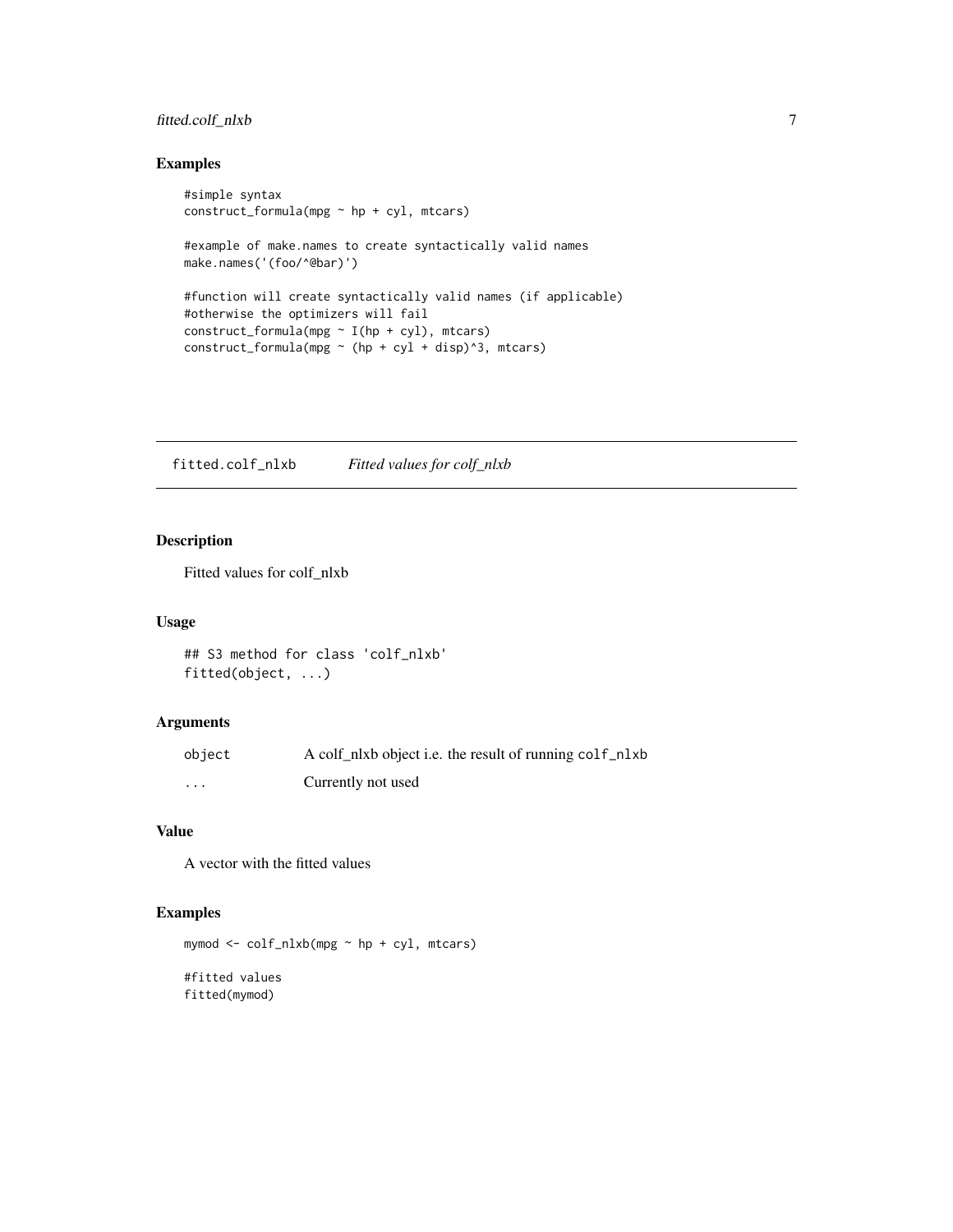## Examples

```
#simple syntax
construct_formula(mpg ~ hp + cyl, mtcars)

#example of make.names to create syntactically valid names
make.names('(foo/^@bar)')

#function will create syntactically valid names (if applicable)
#otherwise the optimizers will fail
construct_formula(mpg ~ I(hp + cyl), mtcars)
construct_formula(mpg ~ (hp + cyl + disp)^3, mtcars)
```

---

# fitted.colf_nlxb    *Fitted values for colf_nlxb*

---

## Description

Fitted values for colf_nlxb

## Usage

```
## S3 method for class 'colf_nlxb'
fitted(object, ...)
```

## Arguments

| | |
|---|---|
| object | A colf_nlxb object i.e. the result of running colf_nlxb |
| ... | Currently not used |

## Value

A vector with the fitted values

## Examples

```
mymod <- colf_nlxb(mpg ~ hp + cyl, mtcars)

#fitted values
fitted(mymod)
```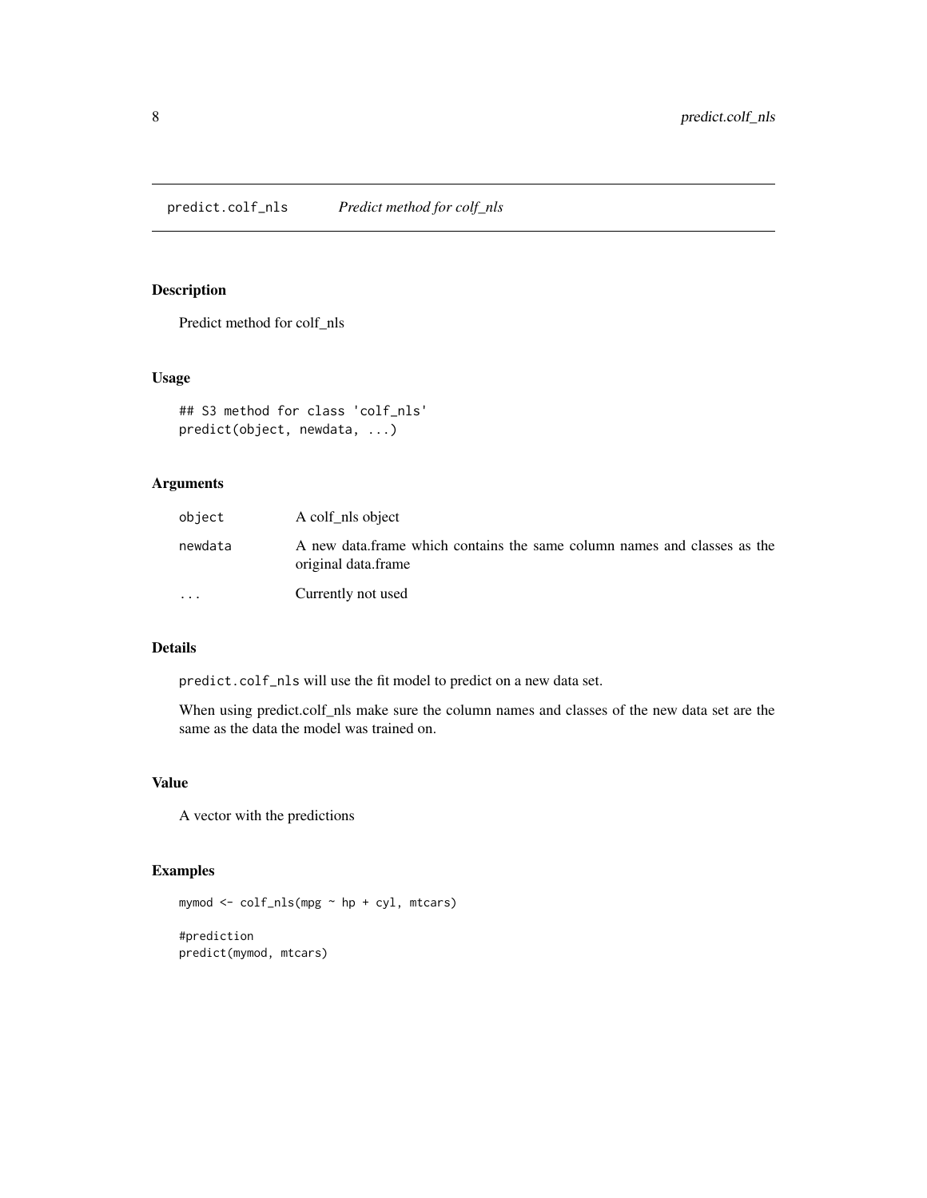predict.colf_nls    *Predict method for colf_nls*

## Description

Predict method for colf_nls

## Usage

```
## S3 method for class 'colf_nls'
predict(object, newdata, ...)
```

## Arguments

| | |
|---|---|
| object | A colf_nls object |
| newdata | A new data.frame which contains the same column names and classes as the original data.frame |
| ... | Currently not used |

## Details

`predict.colf_nls` will use the fit model to predict on a new data set.

When using predict.colf_nls make sure the column names and classes of the new data set are the same as the data the model was trained on.

## Value

A vector with the predictions

## Examples

```
mymod <- colf_nls(mpg ~ hp + cyl, mtcars)

#prediction
predict(mymod, mtcars)
```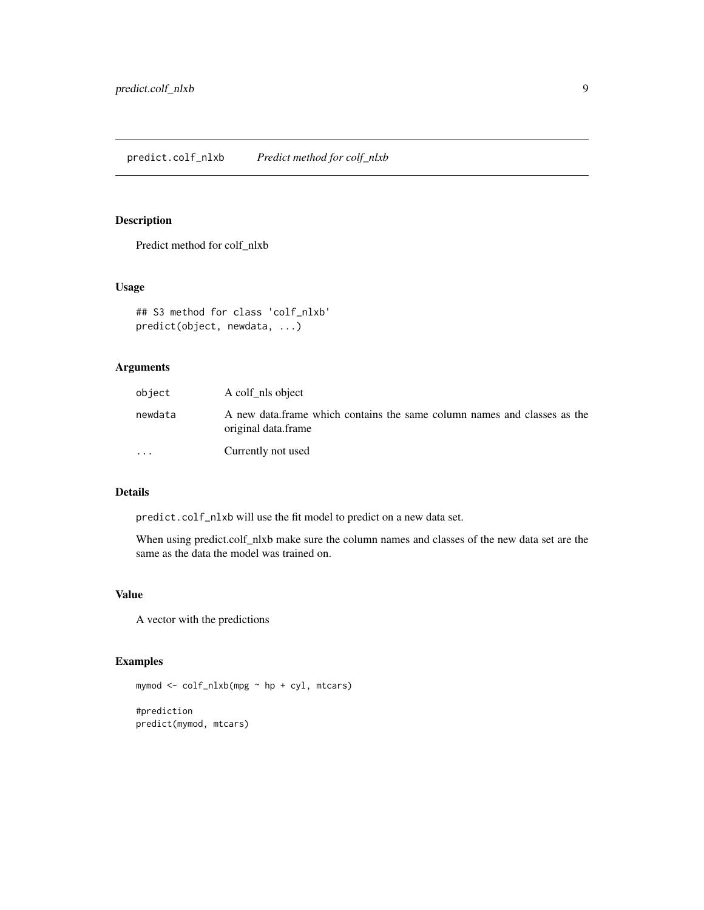## predict.colf_nlxb &nbsp;&nbsp;&nbsp; *Predict method for colf_nlxb*

### Description

Predict method for colf_nlxb

### Usage

```
## S3 method for class 'colf_nlxb'
predict(object, newdata, ...)
```

### Arguments

| | |
|---|---|
| `object` | A colf_nls object |
| `newdata` | A new data.frame which contains the same column names and classes as the original data.frame |
| `...` | Currently not used |

### Details

`predict.colf_nlxb` will use the fit model to predict on a new data set.

When using predict.colf_nlxb make sure the column names and classes of the new data set are the same as the data the model was trained on.

### Value

A vector with the predictions

### Examples

```
mymod <- colf_nlxb(mpg ~ hp + cyl, mtcars)

#prediction
predict(mymod, mtcars)
```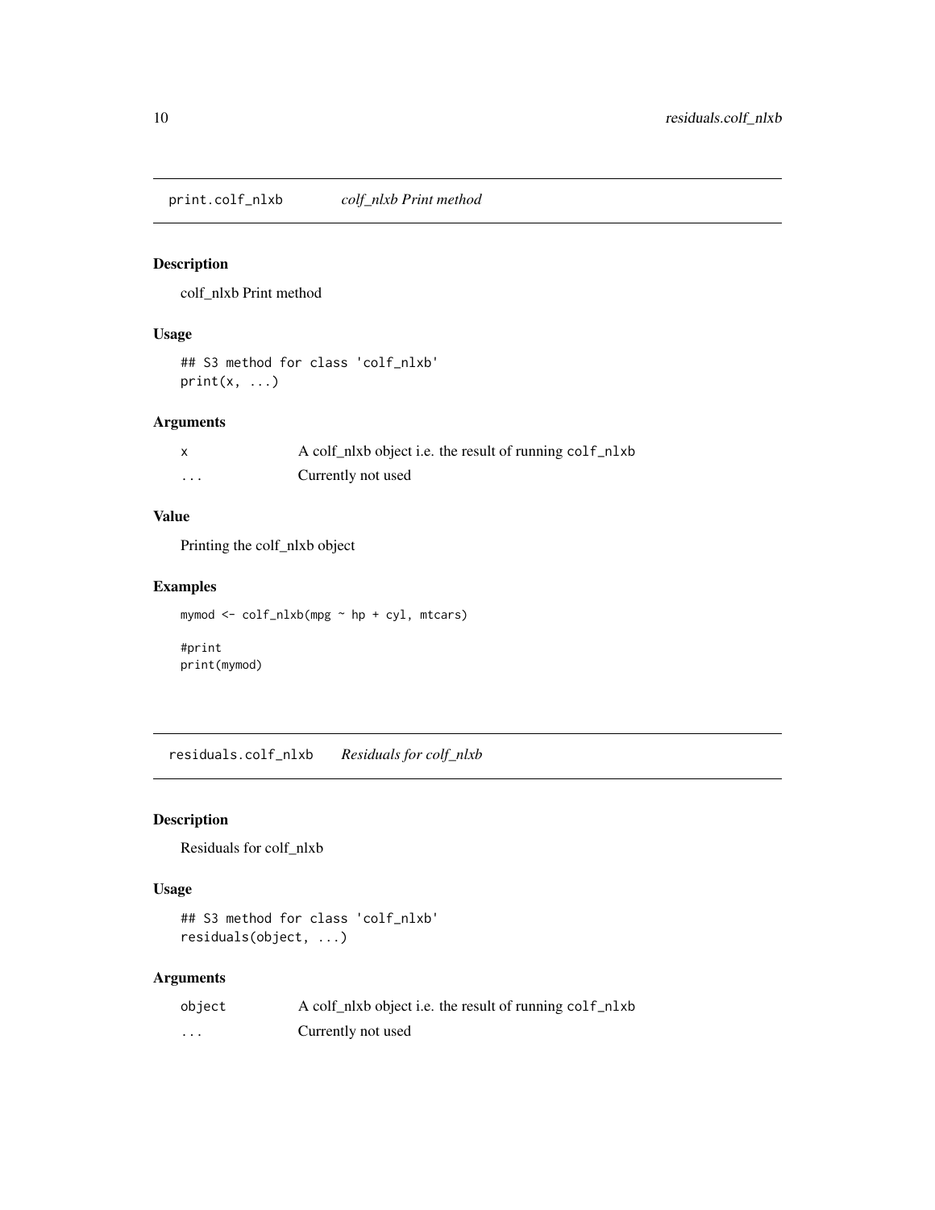## print.colf_nlxb *colf_nlxb Print method*

### Description

colf_nlxb Print method

### Usage

```
## S3 method for class 'colf_nlxb'
print(x, ...)
```

### Arguments

| | |
|---|---|
| x | A colf_nlxb object i.e. the result of running `colf_nlxb` |
| ... | Currently not used |

### Value

Printing the colf_nlxb object

### Examples

```
mymod <- colf_nlxb(mpg ~ hp + cyl, mtcars)

#print
print(mymod)
```

## residuals.colf_nlxb *Residuals for colf_nlxb*

### Description

Residuals for colf_nlxb

### Usage

```
## S3 method for class 'colf_nlxb'
residuals(object, ...)
```

### Arguments

| | |
|---|---|
| object | A colf_nlxb object i.e. the result of running `colf_nlxb` |
| ... | Currently not used |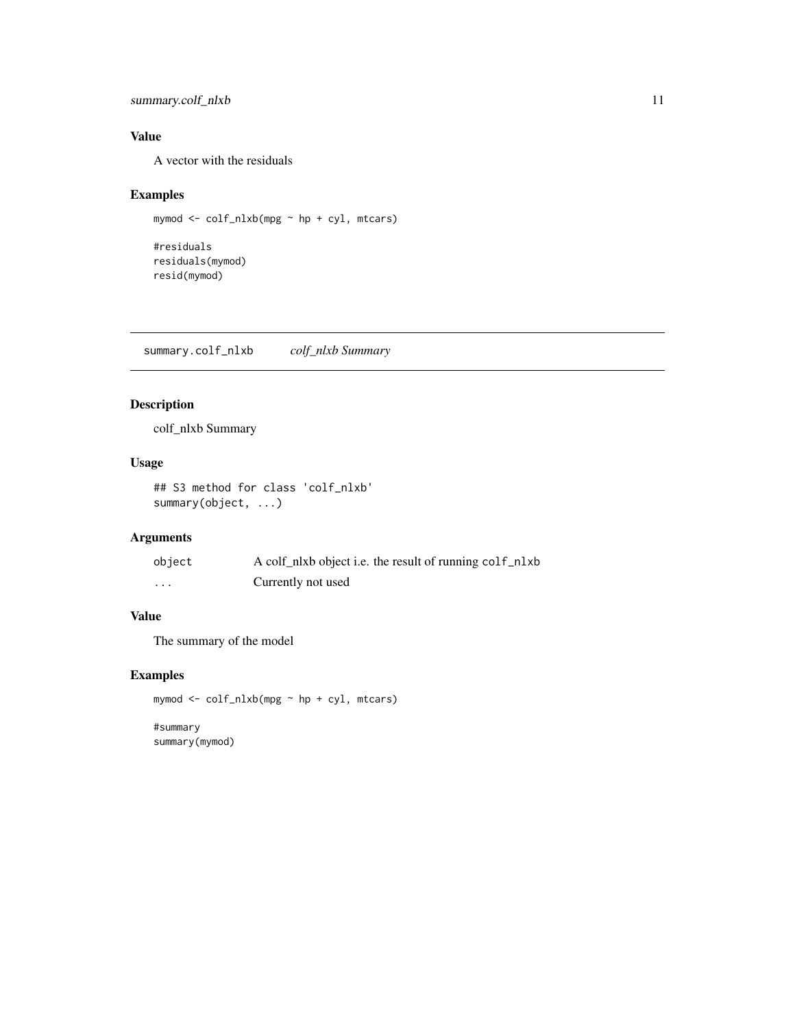## Value

A vector with the residuals

## Examples

```
mymod <- colf_nlxb(mpg ~ hp + cyl, mtcars)

#residuals
residuals(mymod)
resid(mymod)
```

---

# summary.colf_nlxb    *colf_nlxb Summary*

---

## Description

colf_nlxb Summary

## Usage

```
## S3 method for class 'colf_nlxb'
summary(object, ...)
```

## Arguments

| | |
|---|---|
| object | A colf_nlxb object i.e. the result of running `colf_nlxb` |
| ... | Currently not used |

## Value

The summary of the model

## Examples

```
mymod <- colf_nlxb(mpg ~ hp + cyl, mtcars)

#summary
summary(mymod)
```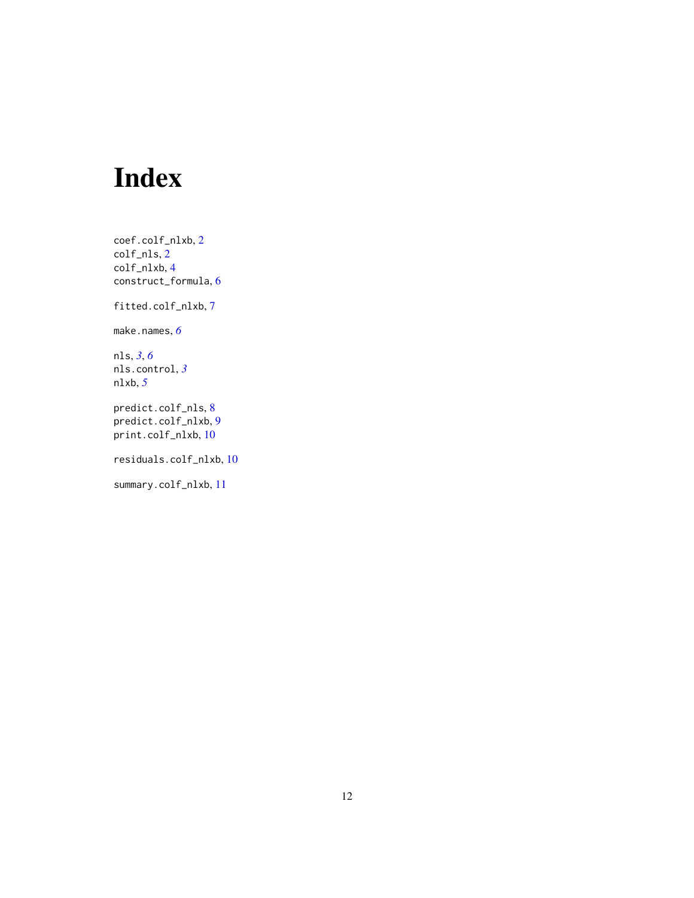# Index

coef.colf_nlxb, 2
colf_nls, 2
colf_nlxb, 4
construct_formula, 6

fitted.colf_nlxb, 7

make.names, *6*

nls, *3*, *6*
nls.control, *3*
nlxb, *5*

predict.colf_nls, 8
predict.colf_nlxb, 9
print.colf_nlxb, 10

residuals.colf_nlxb, 10

summary.colf_nlxb, 11